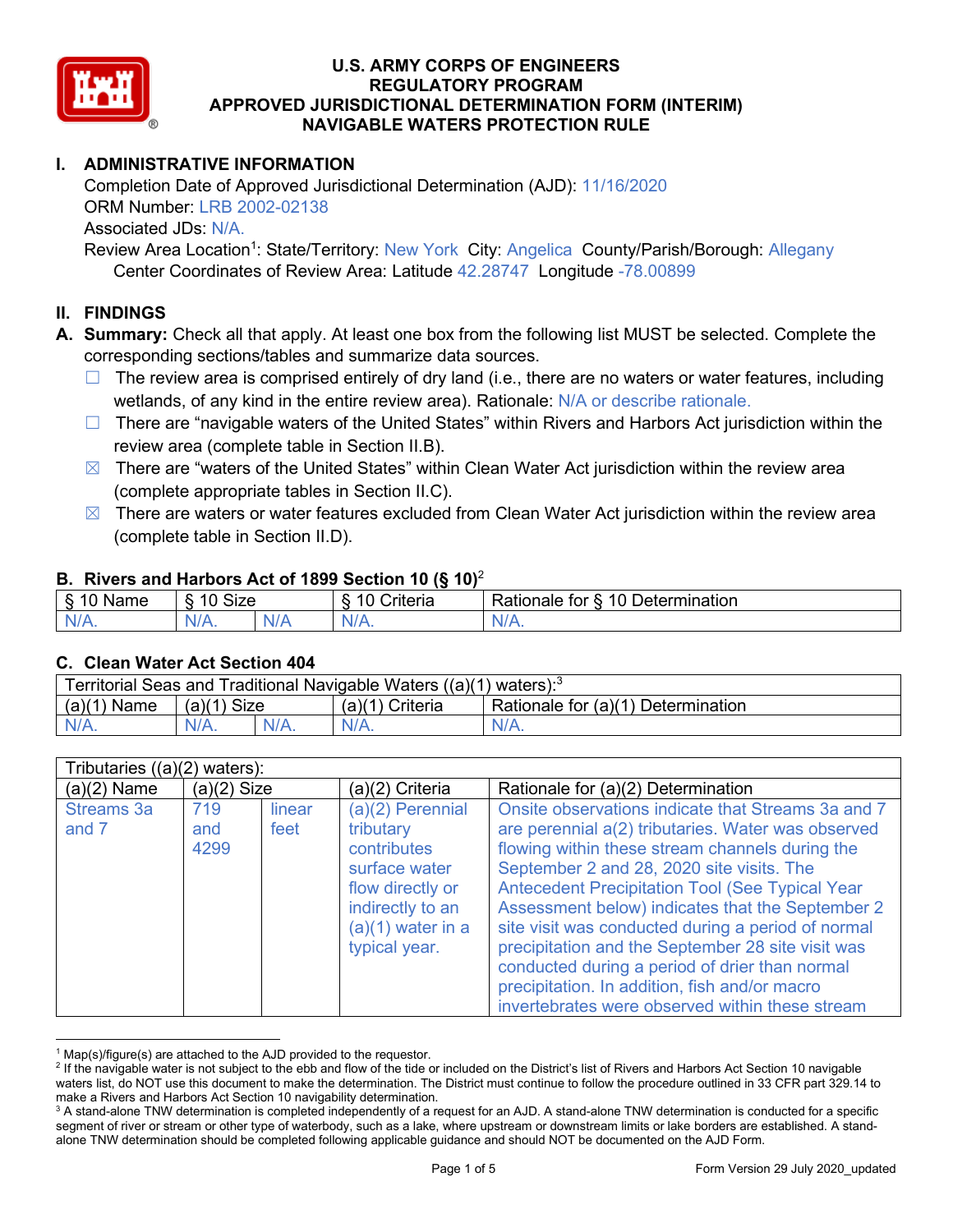# U.S. ARMY CORPS OF ENGINEERS
# REGULATORY PROGRAM
# APPROVED JURISDICTIONAL DETERMINATION FORM (INTERIM)
# NAVIGABLE WATERS PROTECTION RULE

## I. ADMINISTRATIVE INFORMATION

Completion Date of Approved Jurisdictional Determination (AJD): 11/16/2020
ORM Number: LRB 2002-02138
Associated JDs: N/A.
Review Area Location[1]: State/Territory: New York City: Angelica County/Parish/Borough: Allegany
Center Coordinates of Review Area: Latitude 42.28747 Longitude -78.00899

## II. FINDINGS

**A. Summary:** Check all that apply. At least one box from the following list MUST be selected. Complete the corresponding sections/tables and summarize data sources.

- ☐ The review area is comprised entirely of dry land (i.e., there are no waters or water features, including wetlands, of any kind in the entire review area). Rationale: N/A or describe rationale.
- ☐ There are "navigable waters of the United States" within Rivers and Harbors Act jurisdiction within the review area (complete table in Section II.B).
- ☒ There are "waters of the United States" within Clean Water Act jurisdiction within the review area (complete appropriate tables in Section II.C).
- ☒ There are waters or water features excluded from Clean Water Act jurisdiction within the review area (complete table in Section II.D).

### B. Rivers and Harbors Act of 1899 Section 10 (§ 10)[2]

| § 10 Name | § 10 Size | | § 10 Criteria | Rationale for § 10 Determination |
|---|---|---|---|---|
| N/A. | N/A. | N/A | N/A. | N/A. |

### C. Clean Water Act Section 404

| Territorial Seas and Traditional Navigable Waters ((a)(1) waters):[3] | | | | |
|---|---|---|---|---|
| (a)(1) Name | (a)(1) Size | | (a)(1) Criteria | Rationale for (a)(1) Determination |
| N/A. | N/A. | N/A. | N/A. | N/A. |

| Tributaries ((a)(2) waters): | | | | |
|---|---|---|---|---|
| (a)(2) Name | (a)(2) Size | | (a)(2) Criteria | Rationale for (a)(2) Determination |
| Streams 3a and 7 | 719 and 4299 | linear feet | (a)(2) Perennial tributary contributes surface water flow directly or indirectly to an (a)(1) water in a typical year. | Onsite observations indicate that Streams 3a and 7 are perennial a(2) tributaries. Water was observed flowing within these stream channels during the September 2 and 28, 2020 site visits. The Antecedent Precipitation Tool (See Typical Year Assessment below) indicates that the September 2 site visit was conducted during a period of normal precipitation and the September 28 site visit was conducted during a period of drier than normal precipitation. In addition, fish and/or macro invertebrates were observed within these stream |

[1] Map(s)/figure(s) are attached to the AJD provided to the requestor.
[2] If the navigable water is not subject to the ebb and flow of the tide or included on the District's list of Rivers and Harbors Act Section 10 navigable waters list, do NOT use this document to make the determination. The District must continue to follow the procedure outlined in 33 CFR part 329.14 to make a Rivers and Harbors Act Section 10 navigability determination.
[3] A stand-alone TNW determination is completed independently of a request for an AJD. A stand-alone TNW determination is conducted for a specific segment of river or stream or other type of waterbody, such as a lake, where upstream or downstream limits or lake borders are established. A stand-alone TNW determination should be completed following applicable guidance and should NOT be documented on the AJD Form.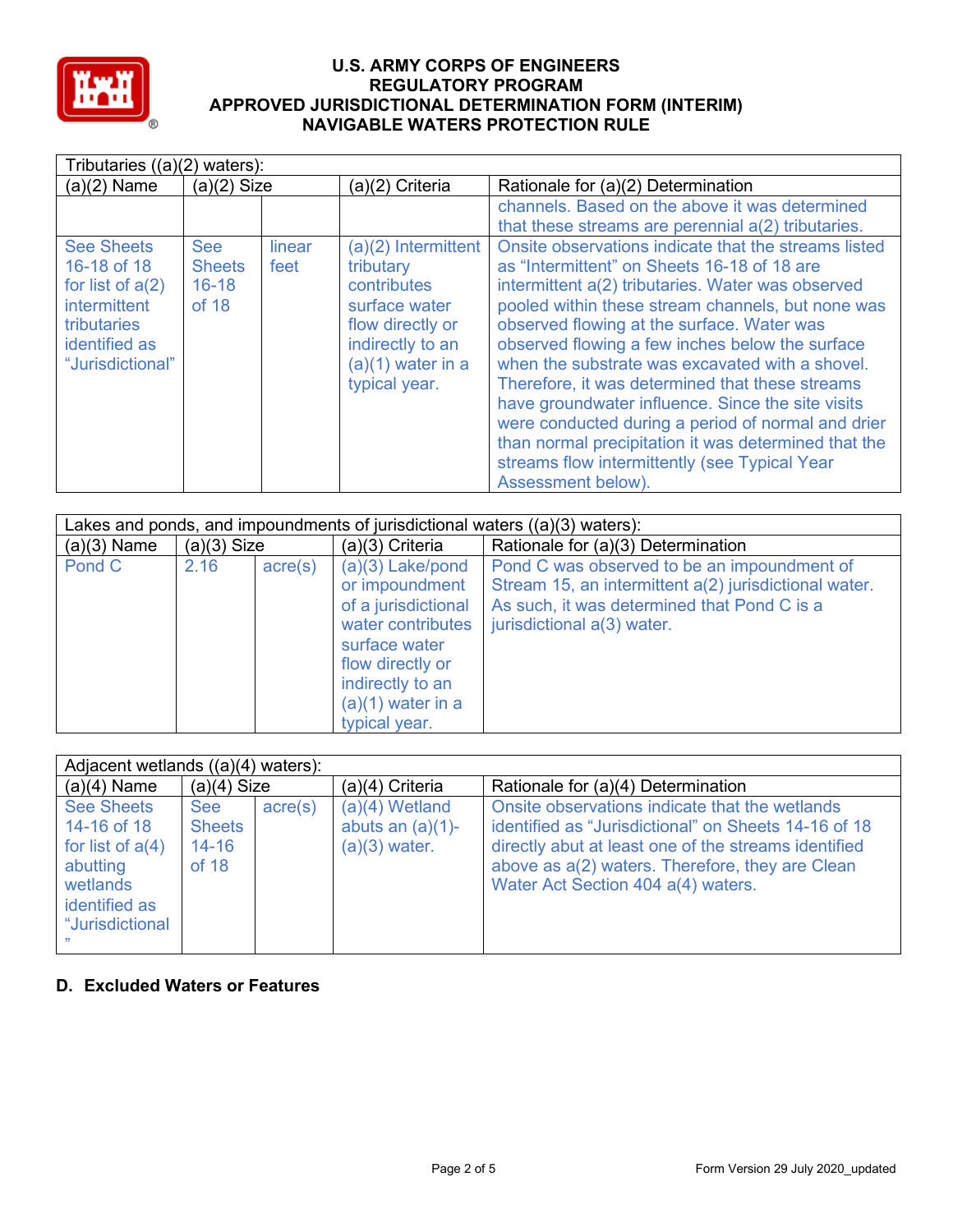| Tributaries ((a)(2) waters): | | | | |
|---|---|---|---|---|
| (a)(2) Name | (a)(2) Size | | (a)(2) Criteria | Rationale for (a)(2) Determination |
| | | | | channels. Based on the above it was determined that these streams are perennial a(2) tributaries. |
| See Sheets 16-18 of 18 for list of a(2) intermittent tributaries identified as "Jurisdictional" | See Sheets 16-18 of 18 | linear feet | (a)(2) Intermittent tributary contributes surface water flow directly or indirectly to an (a)(1) water in a typical year. | Onsite observations indicate that the streams listed as "Intermittent" on Sheets 16-18 of 18 are intermittent a(2) tributaries. Water was observed pooled within these stream channels, but none was observed flowing at the surface. Water was observed flowing a few inches below the surface when the substrate was excavated with a shovel. Therefore, it was determined that these streams have groundwater influence. Since the site visits were conducted during a period of normal and drier than normal precipitation it was determined that the streams flow intermittently (see Typical Year Assessment below). |

| Lakes and ponds, and impoundments of jurisdictional waters ((a)(3) waters): | | | | |
|---|---|---|---|---|
| (a)(3) Name | (a)(3) Size | | (a)(3) Criteria | Rationale for (a)(3) Determination |
| Pond C | 2.16 | acre(s) | (a)(3) Lake/pond or impoundment of a jurisdictional water contributes surface water flow directly or indirectly to an (a)(1) water in a typical year. | Pond C was observed to be an impoundment of Stream 15, an intermittent a(2) jurisdictional water. As such, it was determined that Pond C is a jurisdictional a(3) water. |

| Adjacent wetlands ((a)(4) waters): | | | | |
|---|---|---|---|---|
| (a)(4) Name | (a)(4) Size | | (a)(4) Criteria | Rationale for (a)(4) Determination |
| See Sheets 14-16 of 18 for list of a(4) abutting wetlands identified as "Jurisdictional" | See Sheets 14-16 of 18 | acre(s) | (a)(4) Wetland abuts an (a)(1)-(a)(3) water. | Onsite observations indicate that the wetlands identified as "Jurisdictional" on Sheets 14-16 of 18 directly abut at least one of the streams identified above as a(2) waters. Therefore, they are Clean Water Act Section 404 a(4) waters. |

## D. Excluded Waters or Features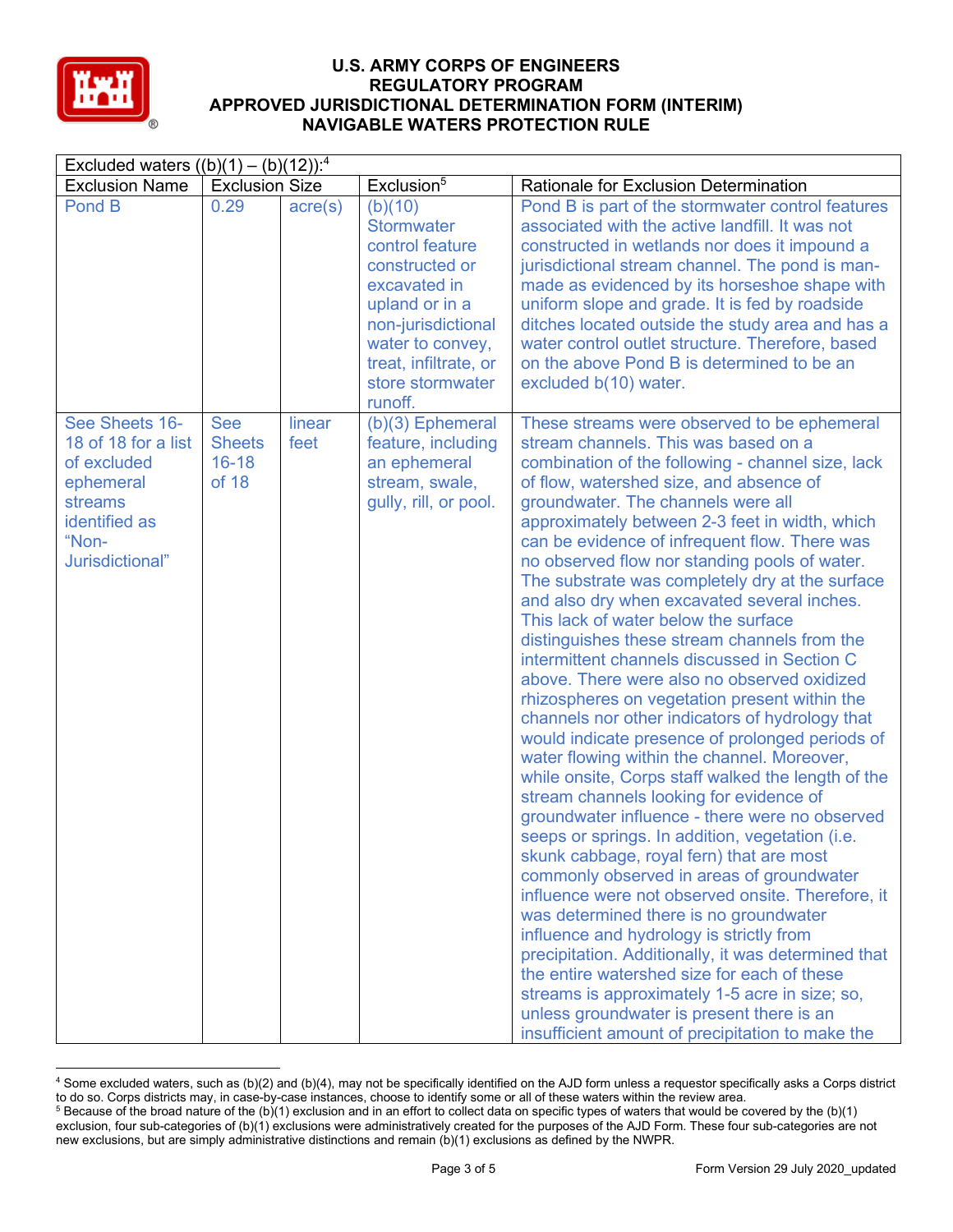**U.S. ARMY CORPS OF ENGINEERS**
**REGULATORY PROGRAM**
**APPROVED JURISDICTIONAL DETERMINATION FORM (INTERIM)**
**NAVIGABLE WATERS PROTECTION RULE**

| Excluded waters ((b)(1) – (b)(12)):[4] | | | | |
|---|---|---|---|---|
| Exclusion Name | Exclusion Size | | Exclusion[5] | Rationale for Exclusion Determination |
| Pond B | 0.29 | acre(s) | (b)(10) Stormwater control feature constructed or excavated in upland or in a non-jurisdictional water to convey, treat, infiltrate, or store stormwater runoff. | Pond B is part of the stormwater control features associated with the active landfill. It was not constructed in wetlands nor does it impound a jurisdictional stream channel. The pond is man-made as evidenced by its horseshoe shape with uniform slope and grade. It is fed by roadside ditches located outside the study area and has a water control outlet structure. Therefore, based on the above Pond B is determined to be an excluded b(10) water. |
| See Sheets 16-18 of 18 for a list of excluded ephemeral streams identified as "Non-Jurisdictional" | See Sheets 16-18 of 18 | linear feet | (b)(3) Ephemeral feature, including an ephemeral stream, swale, gully, rill, or pool. | These streams were observed to be ephemeral stream channels. This was based on a combination of the following - channel size, lack of flow, watershed size, and absence of groundwater. The channels were all approximately between 2-3 feet in width, which can be evidence of infrequent flow. There was no observed flow nor standing pools of water. The substrate was completely dry at the surface and also dry when excavated several inches. This lack of water below the surface distinguishes these stream channels from the intermittent channels discussed in Section C above. There were also no observed oxidized rhizospheres on vegetation present within the channels nor other indicators of hydrology that would indicate presence of prolonged periods of water flowing within the channel. Moreover, while onsite, Corps staff walked the length of the stream channels looking for evidence of groundwater influence - there were no observed seeps or springs. In addition, vegetation (i.e. skunk cabbage, royal fern) that are most commonly observed in areas of groundwater influence were not observed onsite. Therefore, it was determined there is no groundwater influence and hydrology is strictly from precipitation. Additionally, it was determined that the entire watershed size for each of these streams is approximately 1-5 acre in size; so, unless groundwater is present there is an insufficient amount of precipitation to make the |

[4] Some excluded waters, such as (b)(2) and (b)(4), may not be specifically identified on the AJD form unless a requestor specifically asks a Corps district to do so. Corps districts may, in case-by-case instances, choose to identify some or all of these waters within the review area.

[5] Because of the broad nature of the (b)(1) exclusion and in an effort to collect data on specific types of waters that would be covered by the (b)(1) exclusion, four sub-categories of (b)(1) exclusions were administratively created for the purposes of the AJD Form. These four sub-categories are not new exclusions, but are simply administrative distinctions and remain (b)(1) exclusions as defined by the NWPR.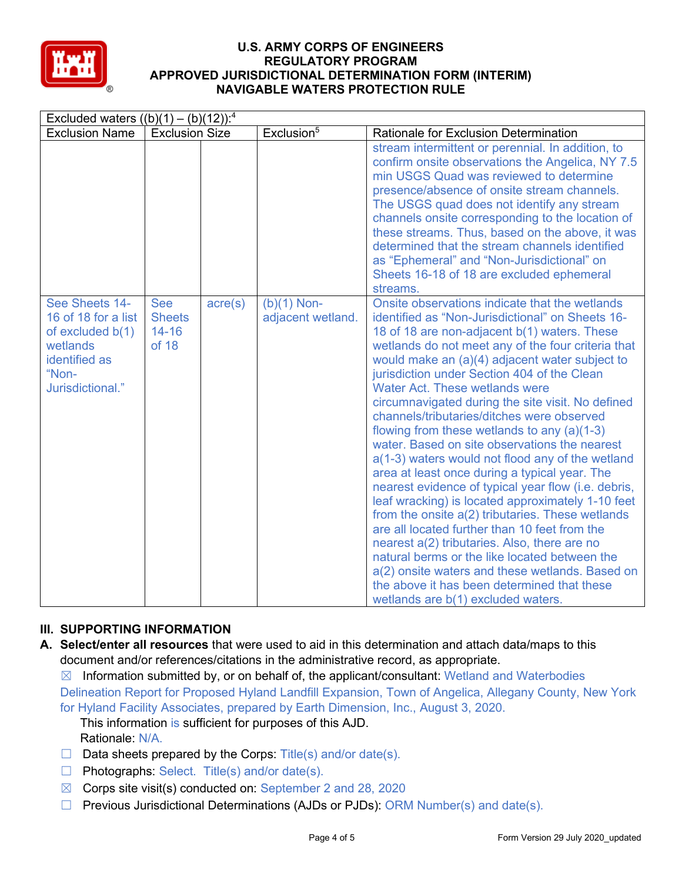| Excluded waters ((b)(1) – (b)(12)):[4] | | | | |
|---|---|---|---|---|
| Exclusion Name | Exclusion Size | | Exclusion[5] | Rationale for Exclusion Determination |
| | | | | stream intermittent or perennial. In addition, to confirm onsite observations the Angelica, NY 7.5 min USGS Quad was reviewed to determine presence/absence of onsite stream channels. The USGS quad does not identify any stream channels onsite corresponding to the location of these streams. Thus, based on the above, it was determined that the stream channels identified as "Ephemeral" and "Non-Jurisdictional" on Sheets 16-18 of 18 are excluded ephemeral streams. |
| See Sheets 14-16 of 18 for a list of excluded b(1) wetlands identified as "Non-Jurisdictional." | See Sheets 14-16 of 18 | acre(s) | (b)(1) Non-adjacent wetland. | Onsite observations indicate that the wetlands identified as "Non-Jurisdictional" on Sheets 16-18 of 18 are non-adjacent b(1) waters. These wetlands do not meet any of the four criteria that would make an (a)(4) adjacent water subject to jurisdiction under Section 404 of the Clean Water Act. These wetlands were circumnavigated during the site visit. No defined channels/tributaries/ditches were observed flowing from these wetlands to any (a)(1-3) water. Based on site observations the nearest a(1-3) waters would not flood any of the wetland area at least once during a typical year. The nearest evidence of typical year flow (i.e. debris, leaf wracking) is located approximately 1-10 feet from the onsite a(2) tributaries. These wetlands are all located further than 10 feet from the nearest a(2) tributaries. Also, there are no natural berms or the like located between the a(2) onsite waters and these wetlands. Based on the above it has been determined that these wetlands are b(1) excluded waters. |

## III. SUPPORTING INFORMATION

**A. Select/enter all resources** that were used to aid in this determination and attach data/maps to this document and/or references/citations in the administrative record, as appropriate.

☒ Information submitted by, or on behalf of, the applicant/consultant: Wetland and Waterbodies Delineation Report for Proposed Hyland Landfill Expansion, Town of Angelica, Allegany County, New York for Hyland Facility Associates, prepared by Earth Dimension, Inc., August 3, 2020.
This information is sufficient for purposes of this AJD.
Rationale: N/A.

☐ Data sheets prepared by the Corps: Title(s) and/or date(s).

☐ Photographs: Select. Title(s) and/or date(s).

☒ Corps site visit(s) conducted on: September 2 and 28, 2020

☐ Previous Jurisdictional Determinations (AJDs or PJDs): ORM Number(s) and date(s).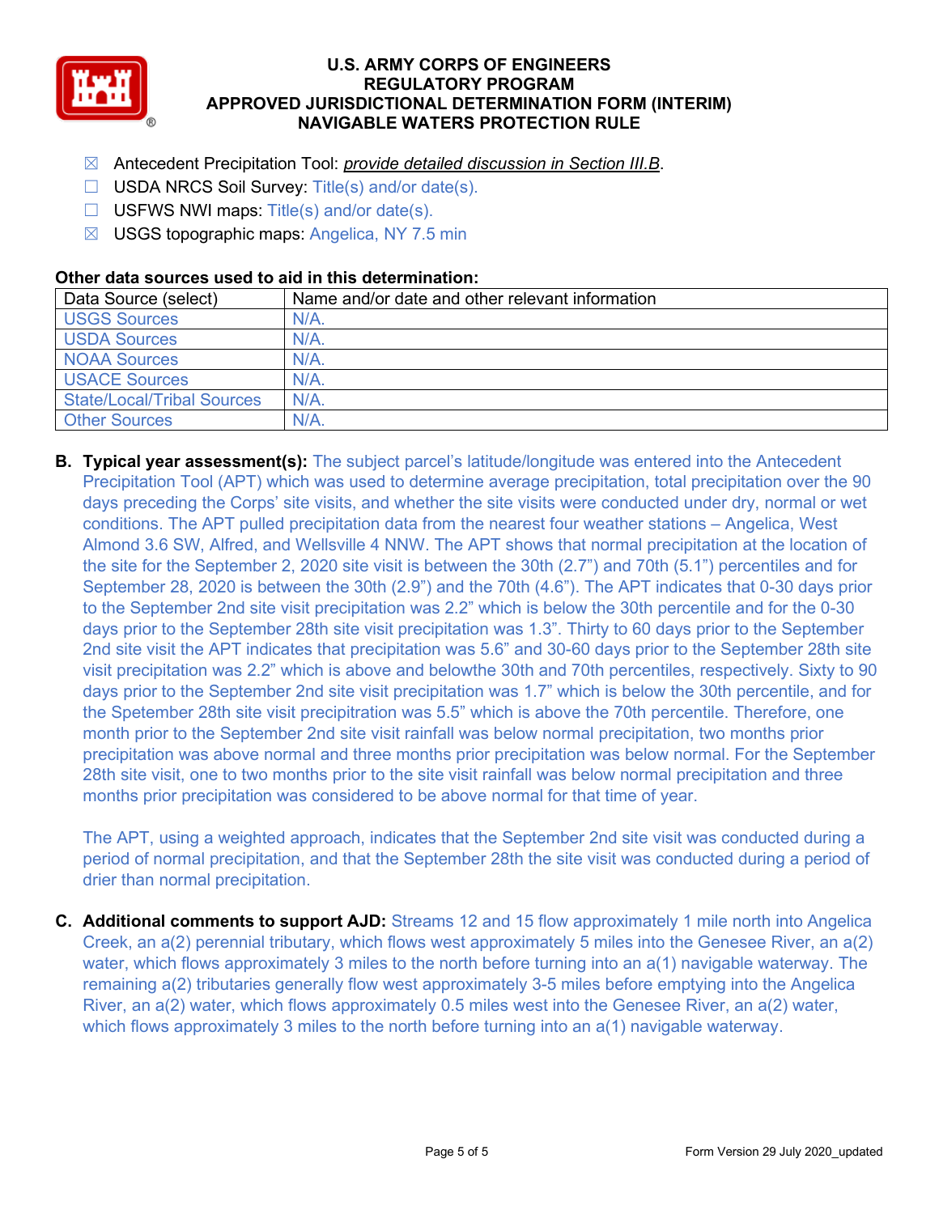# U.S. ARMY CORPS OF ENGINEERS
## REGULATORY PROGRAM
## APPROVED JURISDICTIONAL DETERMINATION FORM (INTERIM)
## NAVIGABLE WATERS PROTECTION RULE

- ☒ Antecedent Precipitation Tool: *provide detailed discussion in Section III.B*.
- ☐ USDA NRCS Soil Survey: Title(s) and/or date(s).
- ☐ USFWS NWI maps: Title(s) and/or date(s).
- ☒ USGS topographic maps: Angelica, NY 7.5 min

**Other data sources used to aid in this determination:**

| Data Source (select) | Name and/or date and other relevant information |
|---|---|
| USGS Sources | N/A. |
| USDA Sources | N/A. |
| NOAA Sources | N/A. |
| USACE Sources | N/A. |
| State/Local/Tribal Sources | N/A. |
| Other Sources | N/A. |

**B. Typical year assessment(s):** The subject parcel's latitude/longitude was entered into the Antecedent Precipitation Tool (APT) which was used to determine average precipitation, total precipitation over the 90 days preceding the Corps' site visits, and whether the site visits were conducted under dry, normal or wet conditions. The APT pulled precipitation data from the nearest four weather stations – Angelica, West Almond 3.6 SW, Alfred, and Wellsville 4 NNW. The APT shows that normal precipitation at the location of the site for the September 2, 2020 site visit is between the 30th (2.7") and 70th (5.1") percentiles and for September 28, 2020 is between the 30th (2.9") and the 70th (4.6"). The APT indicates that 0-30 days prior to the September 2nd site visit precipitation was 2.2" which is below the 30th percentile and for the 0-30 days prior to the September 28th site visit precipitation was 1.3". Thirty to 60 days prior to the September 2nd site visit the APT indicates that precipitation was 5.6" and 30-60 days prior to the September 28th site visit precipitation was 2.2" which is above and belowthe 30th and 70th percentiles, respectively. Sixty to 90 days prior to the September 2nd site visit precipitation was 1.7" which is below the 30th percentile, and for the Spetember 28th site visit precipitration was 5.5" which is above the 70th percentile. Therefore, one month prior to the September 2nd site visit rainfall was below normal precipitation, two months prior precipitation was above normal and three months prior precipitation was below normal. For the September 28th site visit, one to two months prior to the site visit rainfall was below normal precipitation and three months prior precipitation was considered to be above normal for that time of year.

The APT, using a weighted approach, indicates that the September 2nd site visit was conducted during a period of normal precipitation, and that the September 28th the site visit was conducted during a period of drier than normal precipitation.

**C. Additional comments to support AJD:** Streams 12 and 15 flow approximately 1 mile north into Angelica Creek, an a(2) perennial tributary, which flows west approximately 5 miles into the Genesee River, an a(2) water, which flows approximately 3 miles to the north before turning into an a(1) navigable waterway. The remaining a(2) tributaries generally flow west approximately 3-5 miles before emptying into the Angelica River, an a(2) water, which flows approximately 0.5 miles west into the Genesee River, an a(2) water, which flows approximately 3 miles to the north before turning into an a(1) navigable waterway.